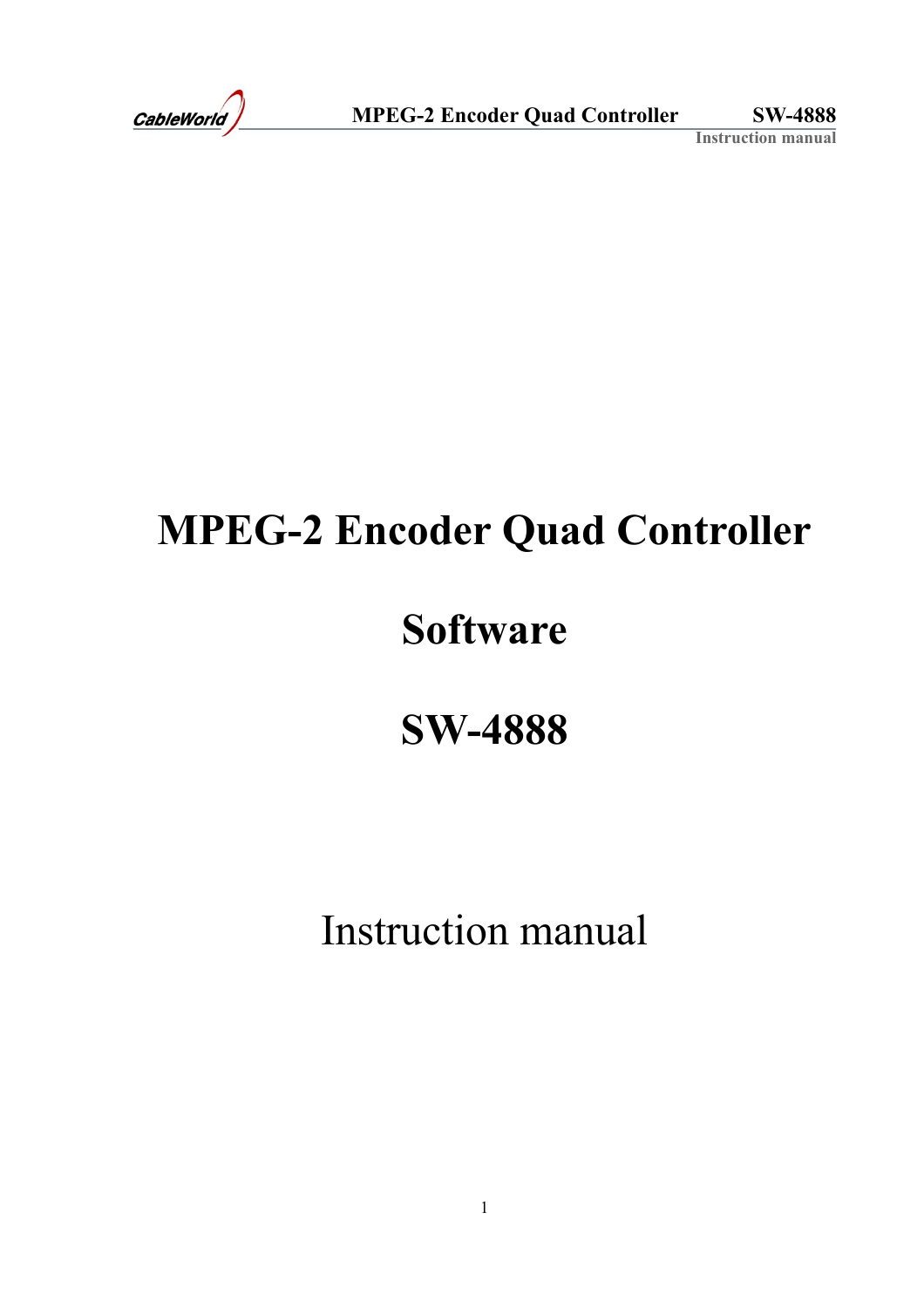# MPEG-2 Encoder Quad Controller

# Software

# SW-4888

Instruction manual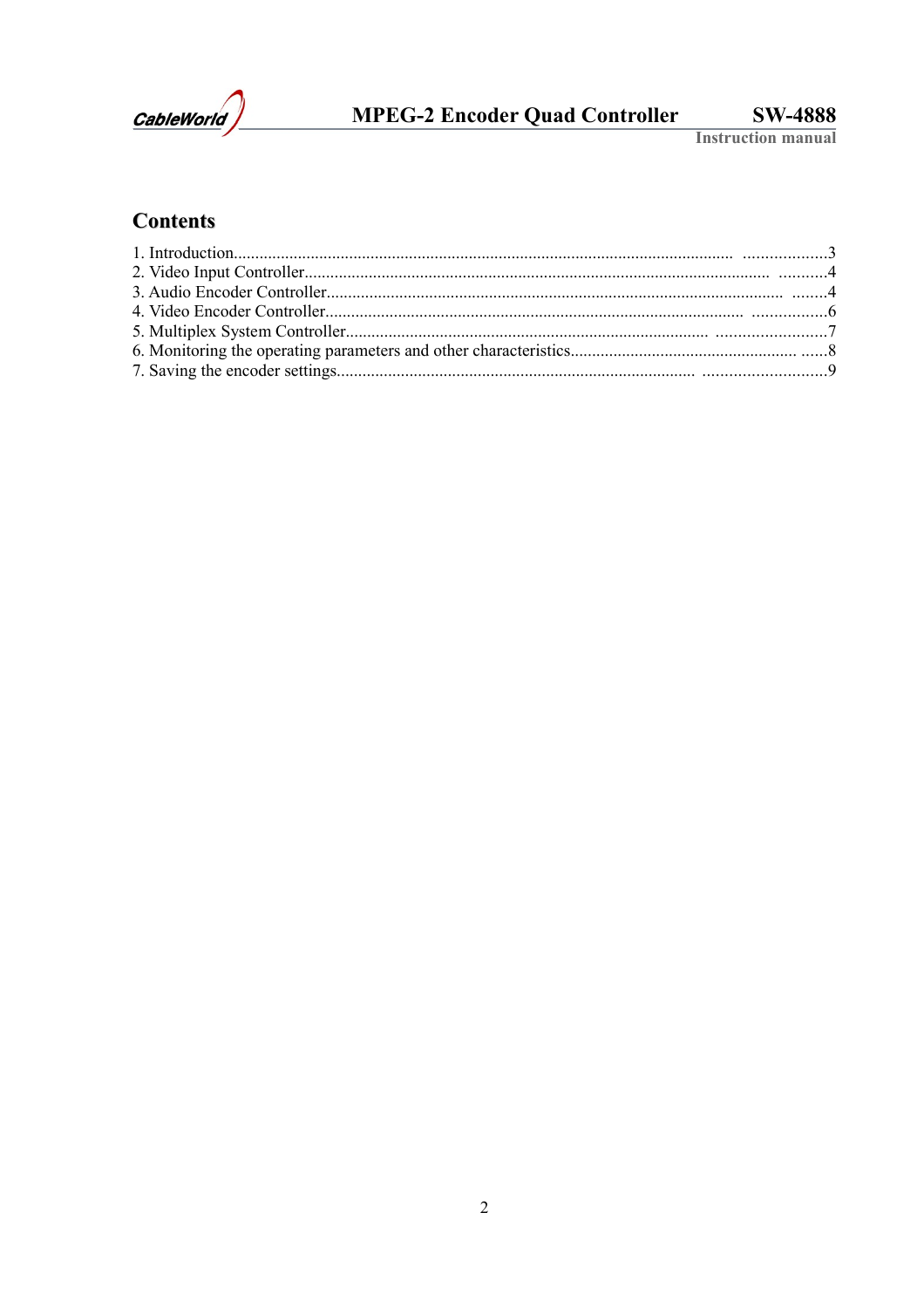## Contents

1. Introduction....................................................................................................................... ...................3
2. Video Input Controller........................................................................................................... ...........4
3. Audio Encoder Controller......................................................................................................... ........4
4. Video Encoder Controller.................................................................................................. .................6
5. Multiplex System Controller................................................................................. .........................7
6. Monitoring the operating parameters and other characteristics...................................................... ......8
7. Saving the encoder settings................................................................................. ............................9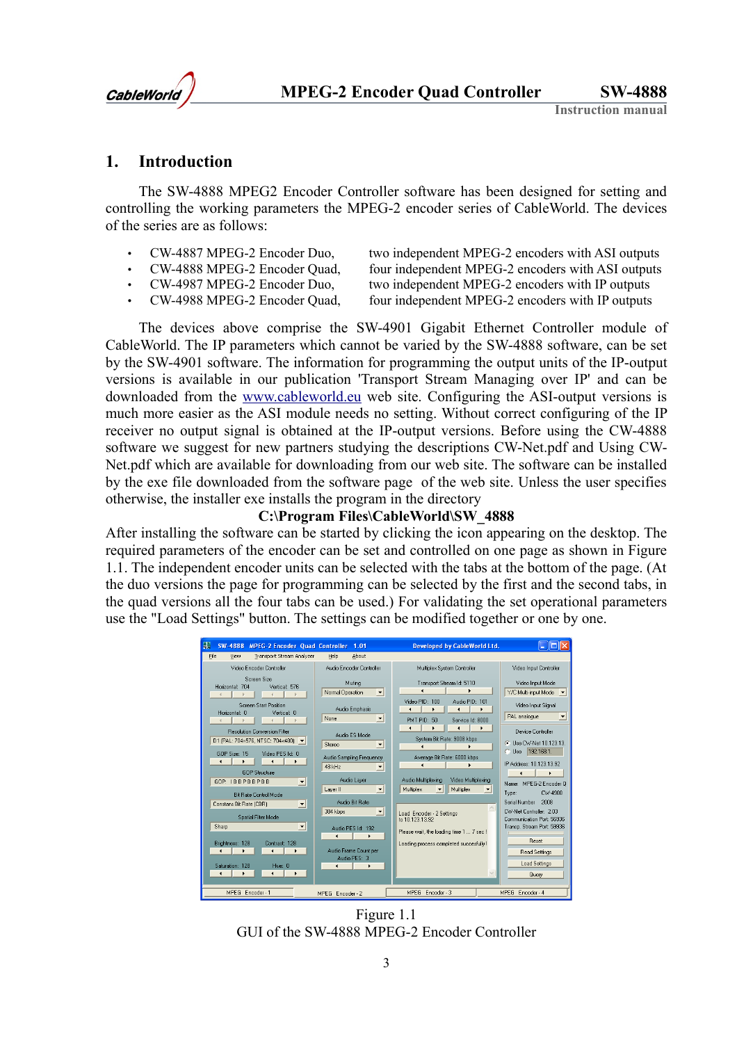# 1. Introduction

The SW-4888 MPEG2 Encoder Controller software has been designed for setting and controlling the working parameters the MPEG-2 encoder series of CableWorld. The devices of the series are as follows:

- CW-4887 MPEG-2 Encoder Duo, two independent MPEG-2 encoders with ASI outputs
- CW-4888 MPEG-2 Encoder Quad, four independent MPEG-2 encoders with ASI outputs
- CW-4987 MPEG-2 Encoder Duo, two independent MPEG-2 encoders with IP outputs
- CW-4988 MPEG-2 Encoder Quad, four independent MPEG-2 encoders with IP outputs

The devices above comprise the SW-4901 Gigabit Ethernet Controller module of CableWorld. The IP parameters which cannot be varied by the SW-4888 software, can be set by the SW-4901 software. The information for programming the output units of the IP-output versions is available in our publication 'Transport Stream Managing over IP' and can be downloaded from the www.cableworld.eu web site. Configuring the ASI-output versions is much more easier as the ASI module needs no setting. Without correct configuring of the IP receiver no output signal is obtained at the IP-output versions. Before using the CW-4888 software we suggest for new partners studying the descriptions CW-Net.pdf and Using CW-Net.pdf which are available for downloading from our web site. The software can be installed by the exe file downloaded from the software page of the web site. Unless the user specifies otherwise, the installer exe installs the program in the directory

**C:\Program Files\CableWorld\SW_4888**

After installing the software can be started by clicking the icon appearing on the desktop. The required parameters of the encoder can be set and controlled on one page as shown in Figure 1.1. The independent encoder units can be selected with the tabs at the bottom of the page. (At the duo versions the page for programming can be selected by the first and the second tabs, in the quad versions all the four tabs can be used.) For validating the set operational parameters use the "Load Settings" button. The settings can be modified together or one by one.

Figure 1.1
GUI of the SW-4888 MPEG-2 Encoder Controller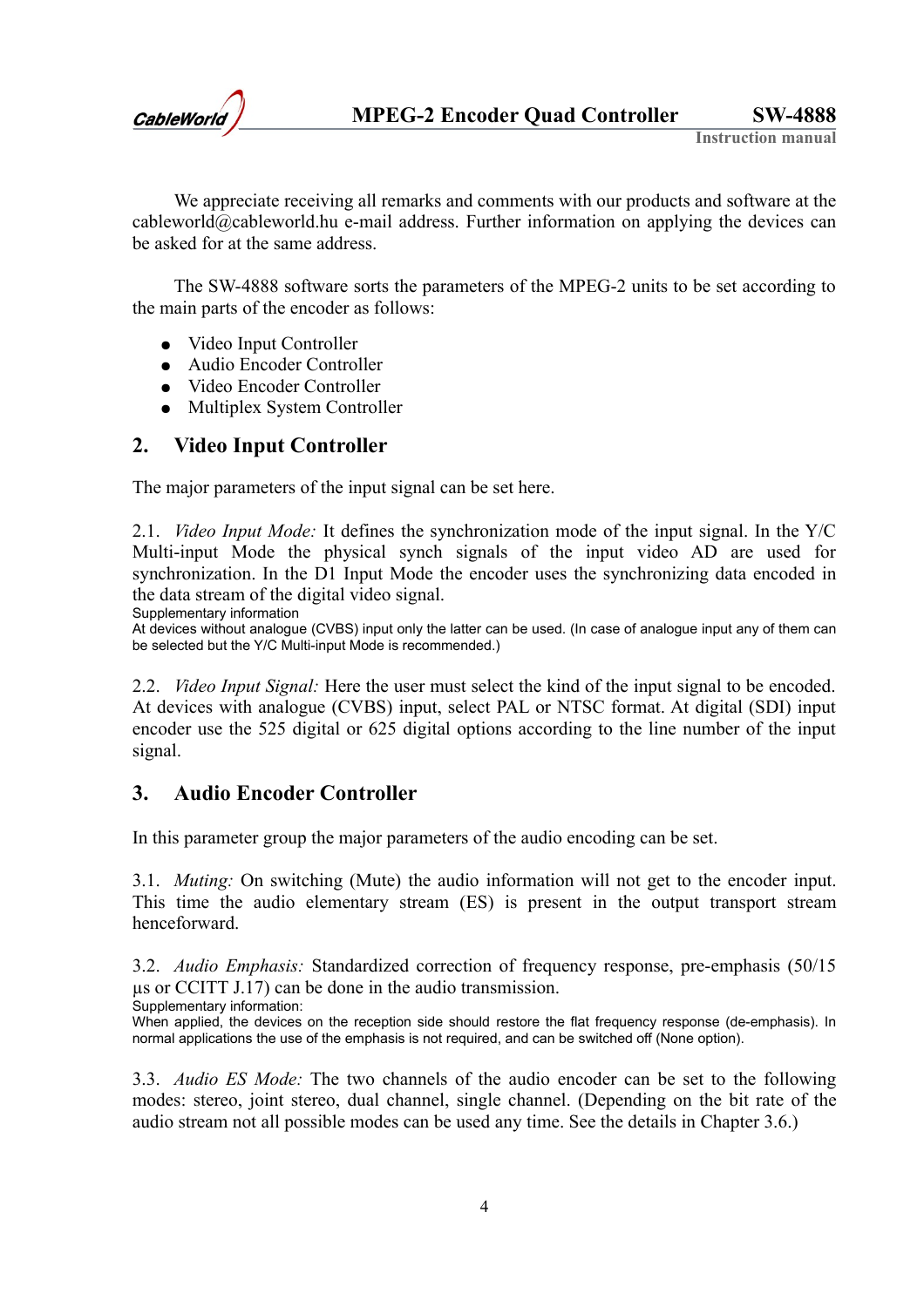We appreciate receiving all remarks and comments with our products and software at the cableworld@cableworld.hu e-mail address. Further information on applying the devices can be asked for at the same address.

The SW-4888 software sorts the parameters of the MPEG-2 units to be set according to the main parts of the encoder as follows:

- Video Input Controller
- Audio Encoder Controller
- Video Encoder Controller
- Multiplex System Controller

## 2. Video Input Controller

The major parameters of the input signal can be set here.

2.1. *Video Input Mode:* It defines the synchronization mode of the input signal. In the Y/C Multi-input Mode the physical synch signals of the input video AD are used for synchronization. In the D1 Input Mode the encoder uses the synchronizing data encoded in the data stream of the digital video signal.

Supplementary information

At devices without analogue (CVBS) input only the latter can be used. (In case of analogue input any of them can be selected but the Y/C Multi-input Mode is recommended.)

2.2. *Video Input Signal:* Here the user must select the kind of the input signal to be encoded. At devices with analogue (CVBS) input, select PAL or NTSC format. At digital (SDI) input encoder use the 525 digital or 625 digital options according to the line number of the input signal.

## 3. Audio Encoder Controller

In this parameter group the major parameters of the audio encoding can be set.

3.1. *Muting:* On switching (Mute) the audio information will not get to the encoder input. This time the audio elementary stream (ES) is present in the output transport stream henceforward.

3.2. *Audio Emphasis:* Standardized correction of frequency response, pre-emphasis (50/15 µs or CCITT J.17) can be done in the audio transmission.

Supplementary information:

When applied, the devices on the reception side should restore the flat frequency response (de-emphasis). In normal applications the use of the emphasis is not required, and can be switched off (None option).

3.3. *Audio ES Mode:* The two channels of the audio encoder can be set to the following modes: stereo, joint stereo, dual channel, single channel. (Depending on the bit rate of the audio stream not all possible modes can be used any time. See the details in Chapter 3.6.)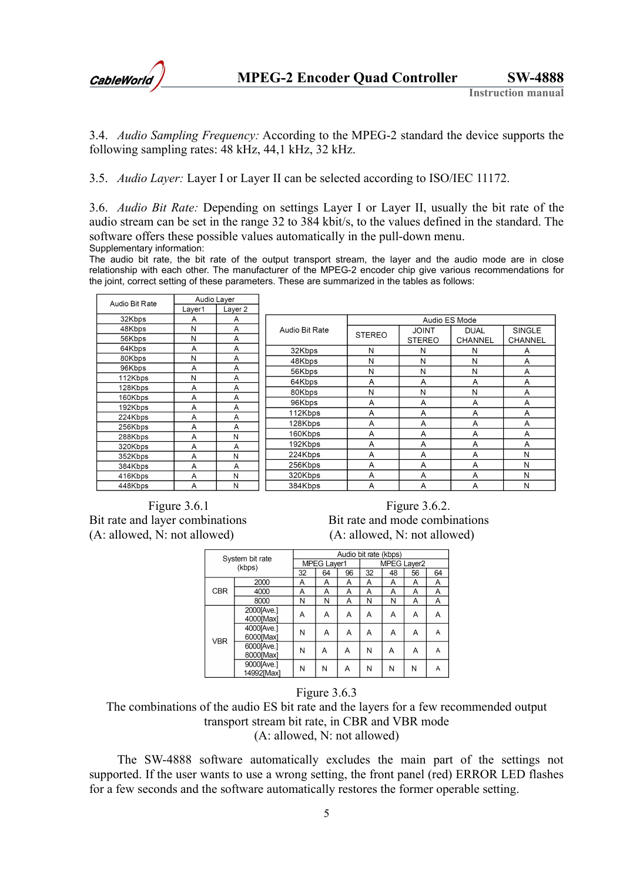3.4. *Audio Sampling Frequency:* According to the MPEG-2 standard the device supports the following sampling rates: 48 kHz, 44,1 kHz, 32 kHz.

3.5. *Audio Layer:* Layer I or Layer II can be selected according to ISO/IEC 11172.

3.6. *Audio Bit Rate:* Depending on settings Layer I or Layer II, usually the bit rate of the audio stream can be set in the range 32 to 384 kbit/s, to the values defined in the standard. The software offers these possible values automatically in the pull-down menu.

Supplementary information:

The audio bit rate, the bit rate of the output transport stream, the layer and the audio mode are in close relationship with each other. The manufacturer of the MPEG-2 encoder chip give various recommendations for the joint, correct setting of these parameters. These are summarized in the tables as follows:

| Audio Bit Rate | Audio Layer | |
|---|---|---|
| | Layer1 | Layer 2 |
| 32Kbps | A | A |
| 48Kbps | N | A |
| 56Kbps | N | A |
| 64Kbps | A | A |
| 80Kbps | N | A |
| 96Kbps | A | A |
| 112Kbps | N | A |
| 128Kbps | A | A |
| 160Kbps | A | A |
| 192Kbps | A | A |
| 224Kbps | A | A |
| 256Kbps | A | A |
| 288Kbps | A | N |
| 320Kbps | A | A |
| 352Kbps | A | N |
| 384Kbps | A | A |
| 416Kbps | A | N |
| 448Kbps | A | N |

Figure 3.6.1
Bit rate and layer combinations
(A: allowed, N: not allowed)

| Audio Bit Rate | Audio ES Mode | | | |
|---|---|---|---|---|
| | STEREO | JOINT STEREO | DUAL CHANNEL | SINGLE CHANNEL |
| 32Kbps | N | N | N | A |
| 48Kbps | N | N | N | A |
| 56Kbps | N | N | N | A |
| 64Kbps | A | A | A | A |
| 80Kbps | N | N | N | A |
| 96Kbps | A | A | A | A |
| 112Kbps | A | A | A | A |
| 128Kbps | A | A | A | A |
| 160Kbps | A | A | A | A |
| 192Kbps | A | A | A | A |
| 224Kbps | A | A | A | N |
| 256Kbps | A | A | A | N |
| 320Kbps | A | A | A | N |
| 384Kbps | A | A | A | N |

Figure 3.6.2.
Bit rate and mode combinations
(A: allowed, N: not allowed)

| System bit rate (kbps) | | Audio bit rate (kbps) | | | | | | |
|---|---|---|---|---|---|---|---|---|
| | | MPEG Layer1 | | | MPEG Layer2 | | | |
| | | 32 | 64 | 96 | 32 | 48 | 56 | 64 |
| CBR | 2000 | A | A | A | A | A | A | A |
| | 4000 | A | A | A | A | A | A | A |
| | 8000 | N | N | A | N | N | A | A |
| VBR | 2000[Ave.] 4000[Max] | A | A | A | A | A | A | A |
| | 4000[Ave.] 6000[Max] | N | A | A | A | A | A | A |
| | 6000[Ave.] 8000[Max] | N | A | A | N | A | A | A |
| | 9000[Ave.] 14992[Max] | N | N | A | N | N | N | A |

Figure 3.6.3
The combinations of the audio ES bit rate and the layers for a few recommended output transport stream bit rate, in CBR and VBR mode
(A: allowed, N: not allowed)

The SW-4888 software automatically excludes the main part of the settings not supported. If the user wants to use a wrong setting, the front panel (red) ERROR LED flashes for a few seconds and the software automatically restores the former operable setting.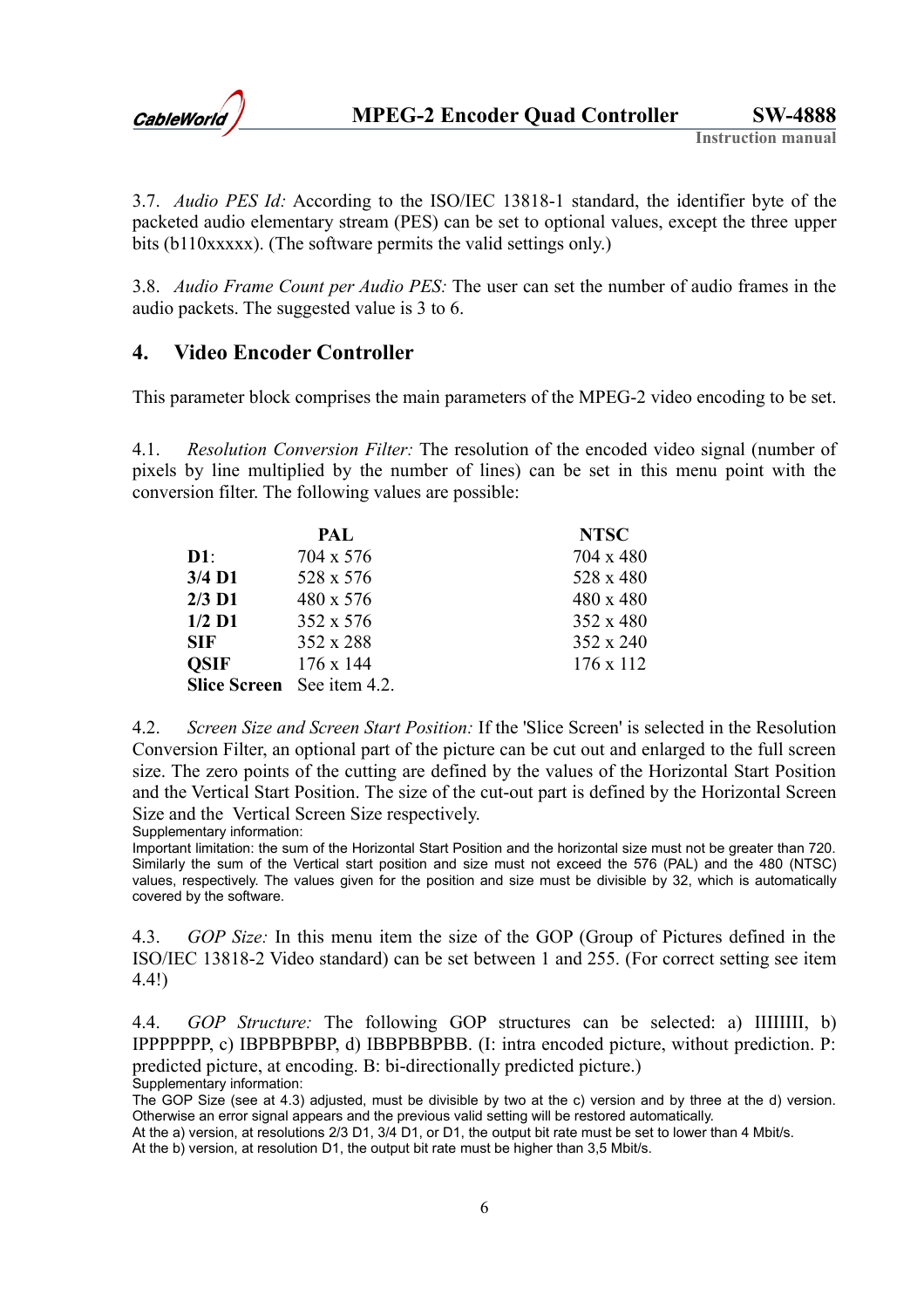3.7. *Audio PES Id:* According to the ISO/IEC 13818-1 standard, the identifier byte of the packeted audio elementary stream (PES) can be set to optional values, except the three upper bits (b110xxxxx). (The software permits the valid settings only.)

3.8. *Audio Frame Count per Audio PES:* The user can set the number of audio frames in the audio packets. The suggested value is 3 to 6.

## 4. Video Encoder Controller

This parameter block comprises the main parameters of the MPEG-2 video encoding to be set.

4.1. *Resolution Conversion Filter:* The resolution of the encoded video signal (number of pixels by line multiplied by the number of lines) can be set in this menu point with the conversion filter. The following values are possible:

| | **PAL** | **NTSC** |
|---|---|---|
| **D1**: | 704 x 576 | 704 x 480 |
| **3/4 D1** | 528 x 576 | 528 x 480 |
| **2/3 D1** | 480 x 576 | 480 x 480 |
| **1/2 D1** | 352 x 576 | 352 x 480 |
| **SIF** | 352 x 288 | 352 x 240 |
| **QSIF** | 176 x 144 | 176 x 112 |
| **Slice Screen** | See item 4.2. | |

4.2. *Screen Size and Screen Start Position:* If the 'Slice Screen' is selected in the Resolution Conversion Filter, an optional part of the picture can be cut out and enlarged to the full screen size. The zero points of the cutting are defined by the values of the Horizontal Start Position and the Vertical Start Position. The size of the cut-out part is defined by the Horizontal Screen Size and the Vertical Screen Size respectively.

Supplementary information:

Important limitation: the sum of the Horizontal Start Position and the horizontal size must not be greater than 720. Similarly the sum of the Vertical start position and size must not exceed the 576 (PAL) and the 480 (NTSC) values, respectively. The values given for the position and size must be divisible by 32, which is automatically covered by the software.

4.3. *GOP Size:* In this menu item the size of the GOP (Group of Pictures defined in the ISO/IEC 13818-2 Video standard) can be set between 1 and 255. (For correct setting see item 4.4!)

4.4. *GOP Structure:* The following GOP structures can be selected: a) IIIIIII, b) IPPPPPPP, c) IBPBPBPBP, d) IBBPBBPBB. (I: intra encoded picture, without prediction. P: predicted picture, at encoding. B: bi-directionally predicted picture.)

Supplementary information:

The GOP Size (see at 4.3) adjusted, must be divisible by two at the c) version and by three at the d) version. Otherwise an error signal appears and the previous valid setting will be restored automatically.

At the a) version, at resolutions 2/3 D1, 3/4 D1, or D1, the output bit rate must be set to lower than 4 Mbit/s.

At the b) version, at resolution D1, the output bit rate must be higher than 3,5 Mbit/s.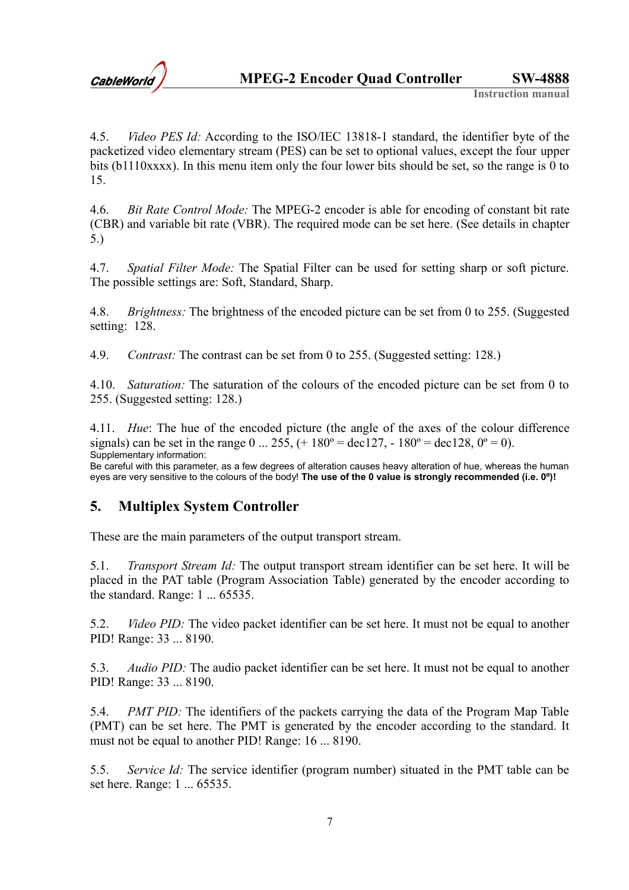4.5. *Video PES Id:* According to the ISO/IEC 13818-1 standard, the identifier byte of the packetized video elementary stream (PES) can be set to optional values, except the four upper bits (b1110xxxx). In this menu item only the four lower bits should be set, so the range is 0 to 15.

4.6. *Bit Rate Control Mode:* The MPEG-2 encoder is able for encoding of constant bit rate (CBR) and variable bit rate (VBR). The required mode can be set here. (See details in chapter 5.)

4.7. *Spatial Filter Mode:* The Spatial Filter can be used for setting sharp or soft picture. The possible settings are: Soft, Standard, Sharp.

4.8. *Brightness:* The brightness of the encoded picture can be set from 0 to 255. (Suggested setting: 128.

4.9. *Contrast:* The contrast can be set from 0 to 255. (Suggested setting: 128.)

4.10. *Saturation:* The saturation of the colours of the encoded picture can be set from 0 to 255. (Suggested setting: 128.)

4.11. *Hue*: The hue of the encoded picture (the angle of the axes of the colour difference signals) can be set in the range 0 ... 255, (+ 180º = dec127, - 180º = dec128, 0º = 0).
Supplementary information:
Be careful with this parameter, as a few degrees of alteration causes heavy alteration of hue, whereas the human eyes are very sensitive to the colours of the body! **The use of the 0 value is strongly recommended (i.e. 0º)!**

## 5. Multiplex System Controller

These are the main parameters of the output transport stream.

5.1. *Transport Stream Id:* The output transport stream identifier can be set here. It will be placed in the PAT table (Program Association Table) generated by the encoder according to the standard. Range: 1 ... 65535.

5.2. *Video PID:* The video packet identifier can be set here. It must not be equal to another PID! Range: 33 ... 8190.

5.3. *Audio PID:* The audio packet identifier can be set here. It must not be equal to another PID! Range: 33 ... 8190.

5.4. *PMT PID:* The identifiers of the packets carrying the data of the Program Map Table (PMT) can be set here. The PMT is generated by the encoder according to the standard. It must not be equal to another PID! Range: 16 ... 8190.

5.5. *Service Id:* The service identifier (program number) situated in the PMT table can be set here. Range: 1 ... 65535.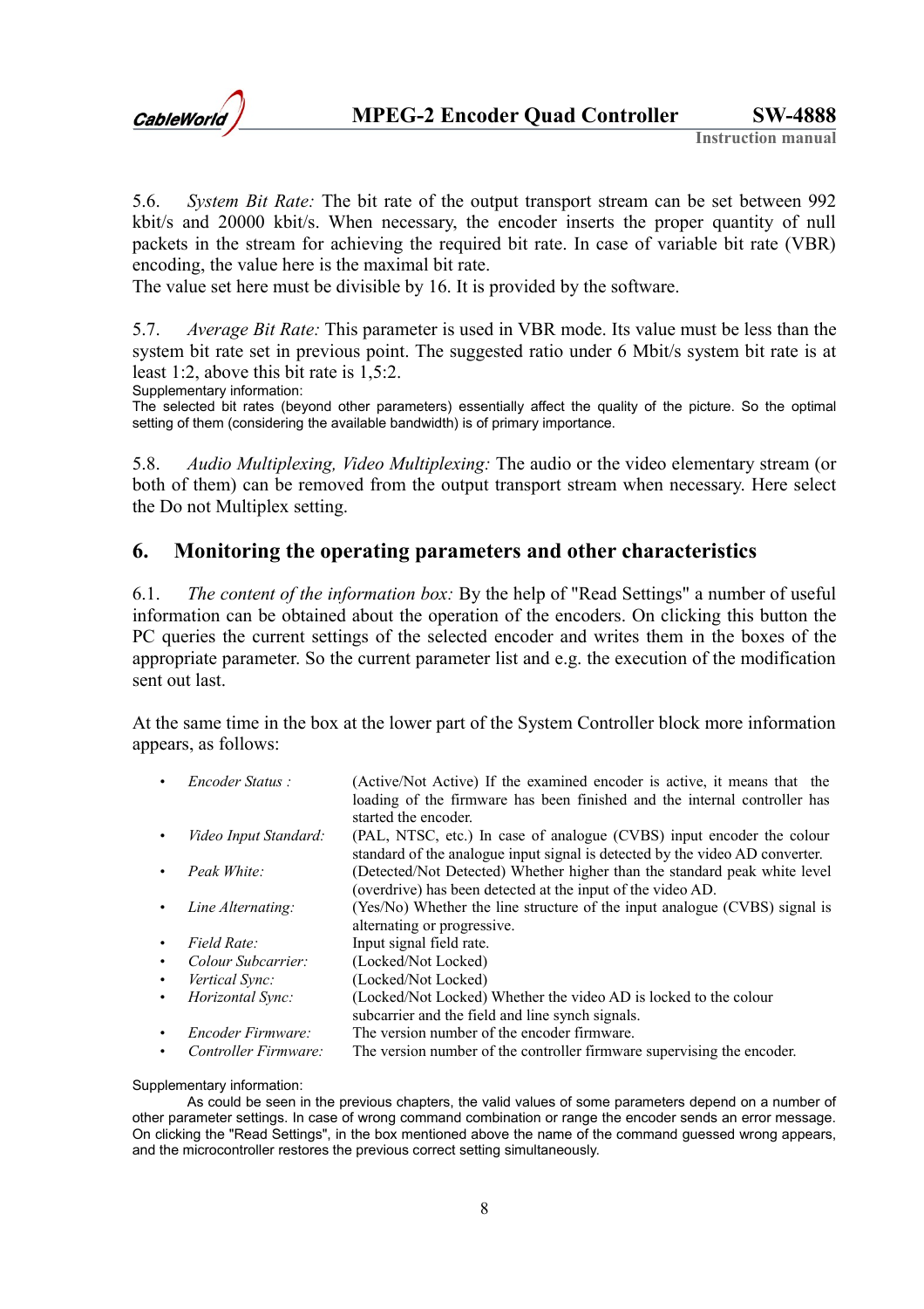5.6. *System Bit Rate:* The bit rate of the output transport stream can be set between 992 kbit/s and 20000 kbit/s. When necessary, the encoder inserts the proper quantity of null packets in the stream for achieving the required bit rate. In case of variable bit rate (VBR) encoding, the value here is the maximal bit rate.
The value set here must be divisible by 16. It is provided by the software.

5.7. *Average Bit Rate:* This parameter is used in VBR mode. Its value must be less than the system bit rate set in previous point. The suggested ratio under 6 Mbit/s system bit rate is at least 1:2, above this bit rate is 1,5:2.

Supplementary information:
The selected bit rates (beyond other parameters) essentially affect the quality of the picture. So the optimal setting of them (considering the available bandwidth) is of primary importance.

5.8. *Audio Multiplexing, Video Multiplexing:* The audio or the video elementary stream (or both of them) can be removed from the output transport stream when necessary. Here select the Do not Multiplex setting.

## 6. Monitoring the operating parameters and other characteristics

6.1. *The content of the information box:* By the help of "Read Settings" a number of useful information can be obtained about the operation of the encoders. On clicking this button the PC queries the current settings of the selected encoder and writes them in the boxes of the appropriate parameter. So the current parameter list and e.g. the execution of the modification sent out last.

At the same time in the box at the lower part of the System Controller block more information appears, as follows:

- *Encoder Status :* (Active/Not Active) If the examined encoder is active, it means that the loading of the firmware has been finished and the internal controller has started the encoder.
- *Video Input Standard:* (PAL, NTSC, etc.) In case of analogue (CVBS) input encoder the colour standard of the analogue input signal is detected by the video AD converter.
- *Peak White:* (Detected/Not Detected) Whether higher than the standard peak white level (overdrive) has been detected at the input of the video AD.
- *Line Alternating:* (Yes/No) Whether the line structure of the input analogue (CVBS) signal is alternating or progressive.
- *Field Rate:* Input signal field rate.
- *Colour Subcarrier:* (Locked/Not Locked)
- *Vertical Sync:* (Locked/Not Locked)
- *Horizontal Sync:* (Locked/Not Locked) Whether the video AD is locked to the colour subcarrier and the field and line synch signals.
- *Encoder Firmware:* The version number of the encoder firmware.
- *Controller Firmware:* The version number of the controller firmware supervising the encoder.

Supplementary information:
As could be seen in the previous chapters, the valid values of some parameters depend on a number of other parameter settings. In case of wrong command combination or range the encoder sends an error message. On clicking the "Read Settings", in the box mentioned above the name of the command guessed wrong appears, and the microcontroller restores the previous correct setting simultaneously.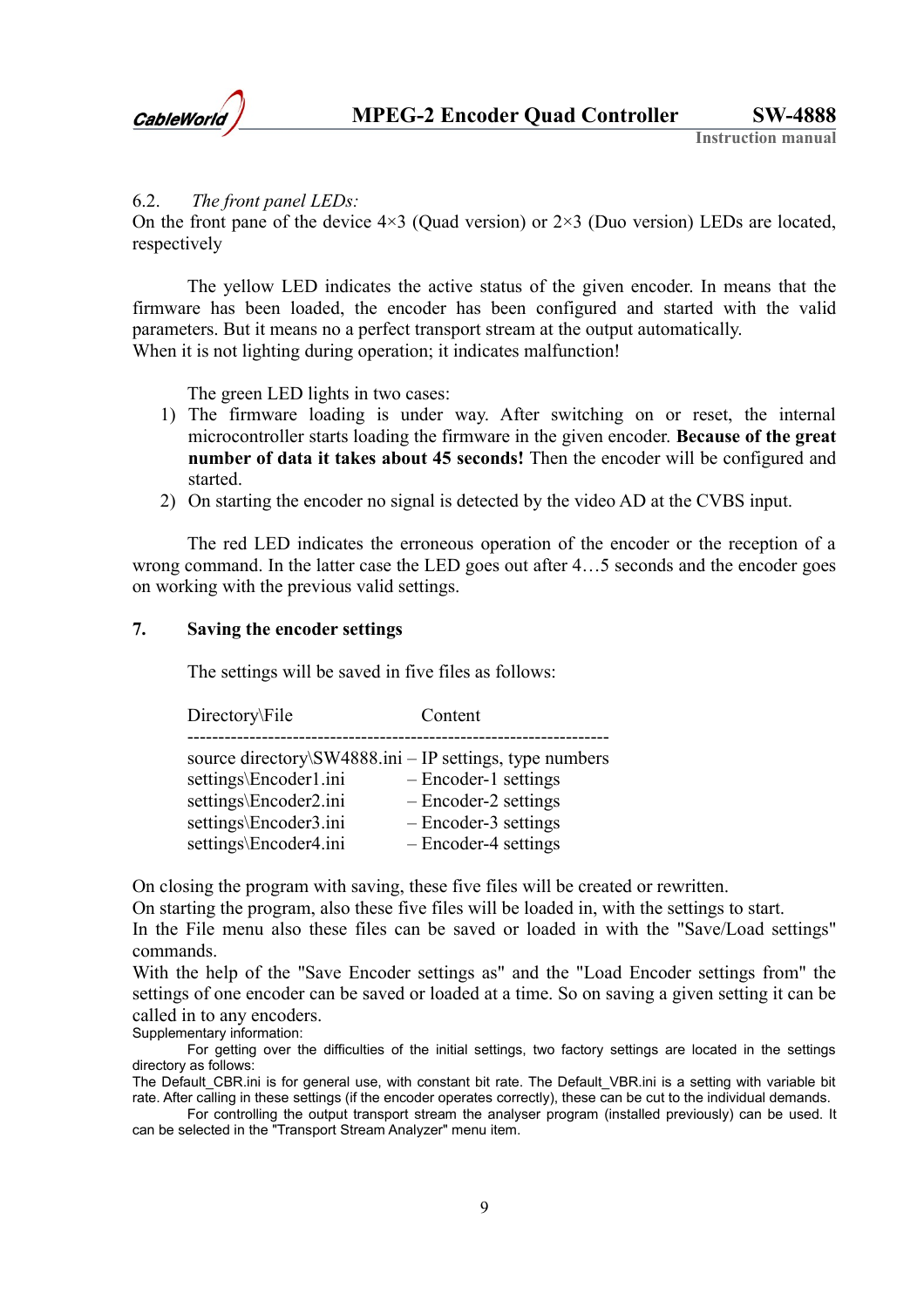6.2. *The front panel LEDs:*

On the front pane of the device 4×3 (Quad version) or 2×3 (Duo version) LEDs are located, respectively

The yellow LED indicates the active status of the given encoder. In means that the firmware has been loaded, the encoder has been configured and started with the valid parameters. But it means no a perfect transport stream at the output automatically.
When it is not lighting during operation; it indicates malfunction!

The green LED lights in two cases:

1) The firmware loading is under way. After switching on or reset, the internal microcontroller starts loading the firmware in the given encoder. **Because of the great number of data it takes about 45 seconds!** Then the encoder will be configured and started.
2) On starting the encoder no signal is detected by the video AD at the CVBS input.

The red LED indicates the erroneous operation of the encoder or the reception of a wrong command. In the latter case the LED goes out after 4…5 seconds and the encoder goes on working with the previous valid settings.

## 7. Saving the encoder settings

The settings will be saved in five files as follows:

| Directory\File | Content |
|---|---|
| source directory\SW4888.ini | – IP settings, type numbers |
| settings\Encoder1.ini | – Encoder-1 settings |
| settings\Encoder2.ini | – Encoder-2 settings |
| settings\Encoder3.ini | – Encoder-3 settings |
| settings\Encoder4.ini | – Encoder-4 settings |

On closing the program with saving, these five files will be created or rewritten.
On starting the program, also these five files will be loaded in, with the settings to start.
In the File menu also these files can be saved or loaded in with the "Save/Load settings" commands.
With the help of the "Save Encoder settings as" and the "Load Encoder settings from" the settings of one encoder can be saved or loaded at a time. So on saving a given setting it can be called in to any encoders.

Supplementary information:

For getting over the difficulties of the initial settings, two factory settings are located in the settings directory as follows:
The Default_CBR.ini is for general use, with constant bit rate. The Default_VBR.ini is a setting with variable bit rate. After calling in these settings (if the encoder operates correctly), these can be cut to the individual demands.

For controlling the output transport stream the analyser program (installed previously) can be used. It can be selected in the "Transport Stream Analyzer" menu item.